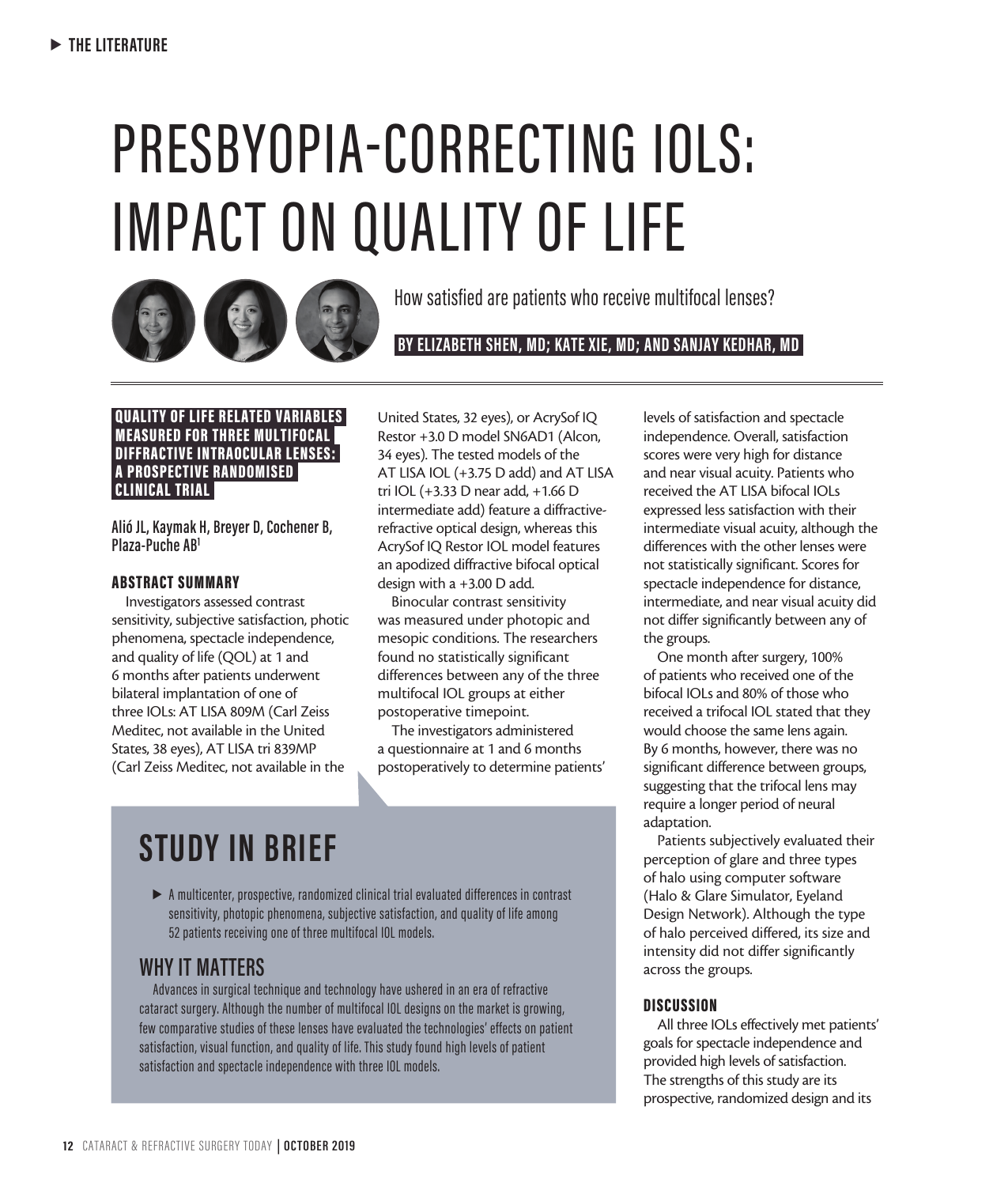# PRESBYOPIA-CORRECTING IOLS: IMPACT ON QUALITY OF LIFE

How satisfied are patients who receive multifocal lenses?

**BY ELIZABETH SHEN, MD; KATE XIE, MD; AND SANJAY KEDHAR, MD**

## QUALITY OF LIFE RELATED VARIABLES MEASURED FOR THREE MULTIFOCAL DIFFRACTIVE INTRAOCULAR LENSES: A PROSPECTIVE RANDOMISED CLINICAL TRIAL

**Alió JL, Kaymak H, Breyer D, Cochener B, Plaza-Puche AB**[1]

### ABSTRACT SUMMARY

Investigators assessed contrast sensitivity, subjective satisfaction, photic phenomena, spectacle independence, and quality of life (QOL) at 1 and 6 months after patients underwent bilateral implantation of one of three IOLs: AT LISA 809M (Carl Zeiss Meditec, not available in the United States, 38 eyes), AT LISA tri 839MP (Carl Zeiss Meditec, not available in the United States, 32 eyes), or AcrySof IQ Restor +3.0 D model SN6AD1 (Alcon, 34 eyes). The tested models of the AT LISA IOL (+3.75 D add) and AT LISA tri IOL (+3.33 D near add, +1.66 D intermediate add) feature a diffractive-refractive optical design, whereas this AcrySof IQ Restor IOL model features an apodized diffractive bifocal optical design with a +3.00 D add.

Binocular contrast sensitivity was measured under photopic and mesopic conditions. The researchers found no statistically significant differences between any of the three multifocal IOL groups at either postoperative timepoint.

The investigators administered a questionnaire at 1 and 6 months postoperatively to determine patients' levels of satisfaction and spectacle independence. Overall, satisfaction scores were very high for distance and near visual acuity. Patients who received the AT LISA bifocal IOLs expressed less satisfaction with their intermediate visual acuity, although the differences with the other lenses were not statistically significant. Scores for spectacle independence for distance, intermediate, and near visual acuity did not differ significantly between any of the groups.

One month after surgery, 100% of patients who received one of the bifocal IOLs and 80% of those who received a trifocal IOL stated that they would choose the same lens again. By 6 months, however, there was no significant difference between groups, suggesting that the trifocal lens may require a longer period of neural adaptation.

Patients subjectively evaluated their perception of glare and three types of halo using computer software (Halo & Glare Simulator, Eyeland Design Network). Although the type of halo perceived differed, its size and intensity did not differ significantly across the groups.

### DISCUSSION

All three IOLs effectively met patients' goals for spectacle independence and provided high levels of satisfaction. The strengths of this study are its prospective, randomized design and its

## STUDY IN BRIEF

- A multicenter, prospective, randomized clinical trial evaluated differences in contrast sensitivity, photopic phenomena, subjective satisfaction, and quality of life among 52 patients receiving one of three multifocal IOL models.

### WHY IT MATTERS

Advances in surgical technique and technology have ushered in an era of refractive cataract surgery. Although the number of multifocal IOL designs on the market is growing, few comparative studies of these lenses have evaluated the technologies' effects on patient satisfaction, visual function, and quality of life. This study found high levels of patient satisfaction and spectacle independence with three IOL models.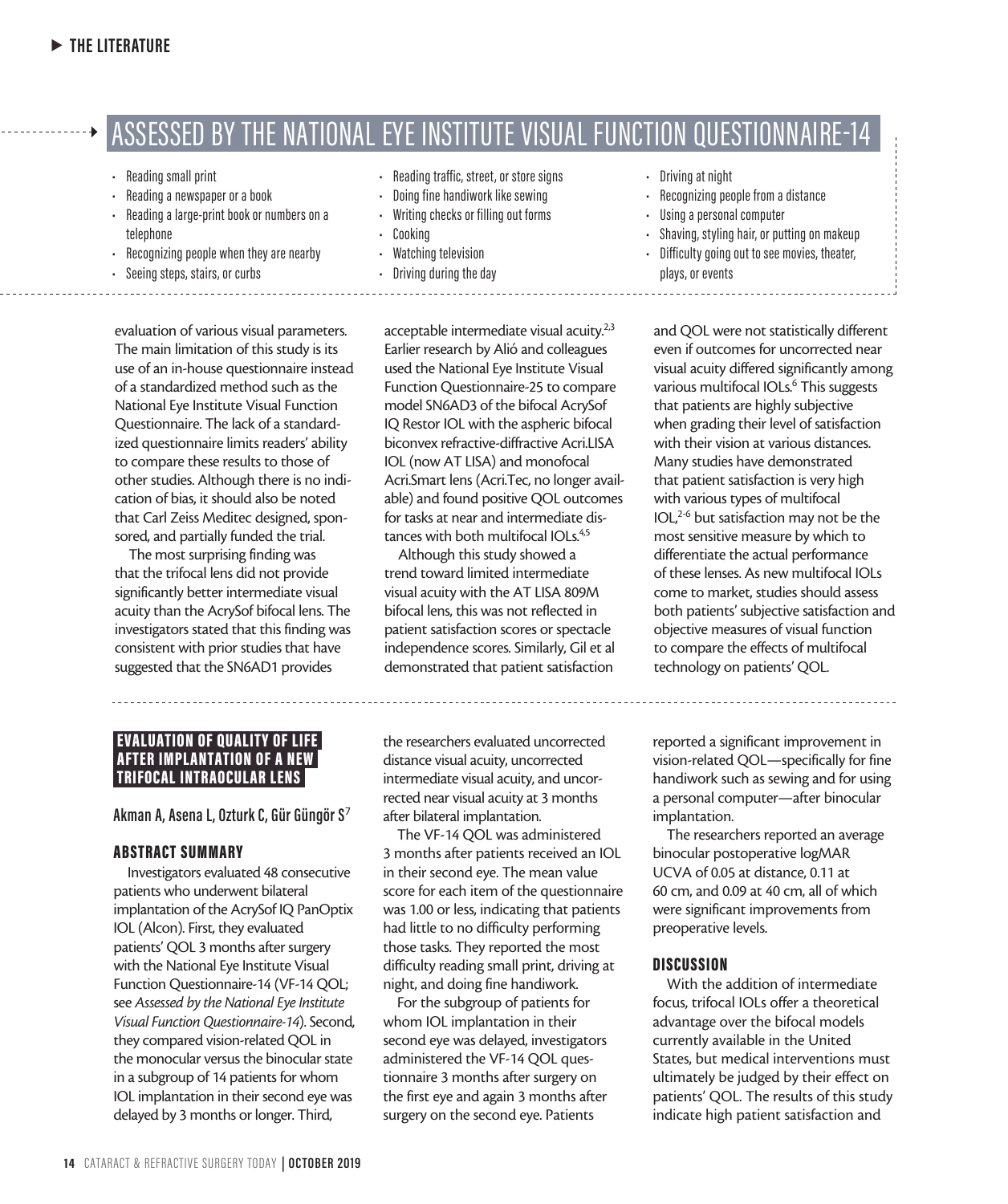## ASSESSED BY THE NATIONAL EYE INSTITUTE VISUAL FUNCTION QUESTIONNAIRE-14

- Reading small print
- Reading a newspaper or a book
- Reading a large-print book or numbers on a telephone
- Recognizing people when they are nearby
- Seeing steps, stairs, or curbs
- Reading traffic, street, or store signs
- Doing fine handiwork like sewing
- Writing checks or filling out forms
- Cooking
- Watching television
- Driving during the day
- Driving at night
- Recognizing people from a distance
- Using a personal computer
- Shaving, styling hair, or putting on makeup
- Difficulty going out to see movies, theater, plays, or events

evaluation of various visual parameters. The main limitation of this study is its use of an in-house questionnaire instead of a standardized method such as the National Eye Institute Visual Function Questionnaire. The lack of a standardized questionnaire limits readers' ability to compare these results to those of other studies. Although there is no indication of bias, it should also be noted that Carl Zeiss Meditec designed, sponsored, and partially funded the trial.

The most surprising finding was that the trifocal lens did not provide significantly better intermediate visual acuity than the AcrySof bifocal lens. The investigators stated that this finding was consistent with prior studies that have suggested that the SN6AD1 provides acceptable intermediate visual acuity.[2,3] Earlier research by Alió and colleagues used the National Eye Institute Visual Function Questionnaire-25 to compare model SN6AD3 of the bifocal AcrySof IQ Restor IOL with the aspheric bifocal biconvex refractive-diffractive Acri.LISA IOL (now AT LISA) and monofocal Acri.Smart lens (Acri.Tec, no longer available) and found positive QOL outcomes for tasks at near and intermediate distances with both multifocal IOLs.[4,5]

Although this study showed a trend toward limited intermediate visual acuity with the AT LISA 809M bifocal lens, this was not reflected in patient satisfaction scores or spectacle independence scores. Similarly, Gil et al demonstrated that patient satisfaction and QOL were not statistically different even if outcomes for uncorrected near visual acuity differed significantly among various multifocal IOLs.[6] This suggests that patients are highly subjective when grading their level of satisfaction with their vision at various distances. Many studies have demonstrated that patient satisfaction is very high with various types of multifocal IOL,[2-6] but satisfaction may not be the most sensitive measure by which to differentiate the actual performance of these lenses. As new multifocal IOLs come to market, studies should assess both patients' subjective satisfaction and objective measures of visual function to compare the effects of multifocal technology on patients' QOL.

## EVALUATION OF QUALITY OF LIFE AFTER IMPLANTATION OF A NEW TRIFOCAL INTRAOCULAR LENS

**Akman A, Asena L, Ozturk C, Gür Güngör S[7]**

### ABSTRACT SUMMARY

Investigators evaluated 48 consecutive patients who underwent bilateral implantation of the AcrySof IQ PanOptix IOL (Alcon). First, they evaluated patients' QOL 3 months after surgery with the National Eye Institute Visual Function Questionnaire-14 (VF-14 QOL; see *Assessed by the National Eye Institute Visual Function Questionnaire-14*). Second, they compared vision-related QOL in the monocular versus the binocular state in a subgroup of 14 patients for whom IOL implantation in their second eye was delayed by 3 months or longer. Third, the researchers evaluated uncorrected distance visual acuity, uncorrected intermediate visual acuity, and uncorrected near visual acuity at 3 months after bilateral implantation.

The VF-14 QOL was administered 3 months after patients received an IOL in their second eye. The mean value score for each item of the questionnaire was 1.00 or less, indicating that patients had little to no difficulty performing those tasks. They reported the most difficulty reading small print, driving at night, and doing fine handiwork.

For the subgroup of patients for whom IOL implantation in their second eye was delayed, investigators administered the VF-14 QOL questionnaire 3 months after surgery on the first eye and again 3 months after surgery on the second eye. Patients reported a significant improvement in vision-related QOL—specifically for fine handiwork such as sewing and for using a personal computer—after binocular implantation.

The researchers reported an average binocular postoperative logMAR UCVA of 0.05 at distance, 0.11 at 60 cm, and 0.09 at 40 cm, all of which were significant improvements from preoperative levels.

### DISCUSSION

With the addition of intermediate focus, trifocal IOLs offer a theoretical advantage over the bifocal models currently available in the United States, but medical interventions must ultimately be judged by their effect on patients' QOL. The results of this study indicate high patient satisfaction and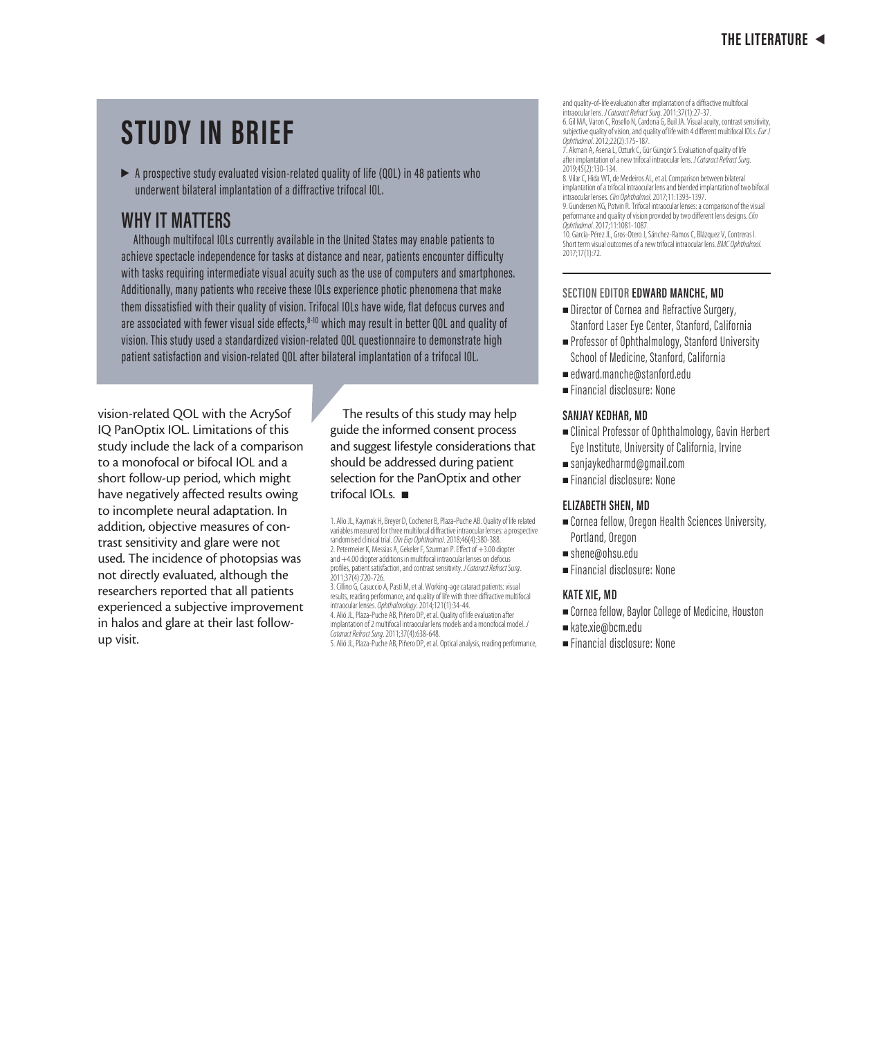# STUDY IN BRIEF

▶ A prospective study evaluated vision-related quality of life (QOL) in 48 patients who underwent bilateral implantation of a diffractive trifocal IOL.

## WHY IT MATTERS

Although multifocal IOLs currently available in the United States may enable patients to achieve spectacle independence for tasks at distance and near, patients encounter difficulty with tasks requiring intermediate visual acuity such as the use of computers and smartphones. Additionally, many patients who receive these IOLs experience photic phenomena that make them dissatisfied with their quality of vision. Trifocal IOLs have wide, flat defocus curves and are associated with fewer visual side effects,[8-10] which may result in better QOL and quality of vision. This study used a standardized vision-related QOL questionnaire to demonstrate high patient satisfaction and vision-related QOL after bilateral implantation of a trifocal IOL.

vision-related QOL with the AcrySof IQ PanOptix IOL. Limitations of this study include the lack of a comparison to a monofocal or bifocal IOL and a short follow-up period, which might have negatively affected results owing to incomplete neural adaptation. In addition, objective measures of contrast sensitivity and glare were not used. The incidence of photopsias was not directly evaluated, although the researchers reported that all patients experienced a subjective improvement in halos and glare at their last follow-up visit.

The results of this study may help guide the informed consent process and suggest lifestyle considerations that should be addressed during patient selection for the PanOptix and other trifocal IOLs. ■

1. Alió JL, Kaymak H, Breyer D, Cochener B, Plaza-Puche AB. Quality of life related variables measured for three multifocal diffractive intraocular lenses: a prospective randomised clinical trial. *Clin Exp Ophthalmol*. 2018;46(4):380-388.
2. Petermeier K, Messias A, Gekeler F, Szurman P. Effect of +3.00 diopter and +4.00 diopter additions in multifocal intraocular lenses on defocus profiles, patient satisfaction, and contrast sensitivity. *J Cataract Refract Surg*. 2011;37(4):720-726.
3. Cillino G, Casuccio A, Pasti M, et al. Working-age cataract patients: visual results, reading performance, and quality of life with three diffractive multifocal intraocular lenses. *Ophthalmology*. 2014;121(1):34-44.
4. Alió JL, Plaza-Puche AB, Piñero DP, et al. Quality of life evaluation after implantation of 2 multifocal intraocular lens models and a monofocal model. *J Cataract Refract Surg*. 2011;37(4):638-648.
5. Alió JL, Plaza-Puche AB, Piñero DP, et al. Optical analysis, reading performance, and quality-of-life evaluation after implantation of a diffractive multifocal intraocular lens. *J Cataract Refract Surg*. 2011;37(1):27-37.
6. Gil MA, Varon C, Rosello N, Cardona G, Buil JA. Visual acuity, contrast sensitivity, subjective quality of vision, and quality of life with 4 different multifocal IOLs. *Eur J Ophthalmol*. 2012;22(2):175-187.
7. Akman A, Asena L, Ozturk C, Gür Güngör S. Evaluation of quality of life after implantation of a new trifocal intraocular lens. *J Cataract Refract Surg*. 2019;45(2):130-134.
8. Vilar C, Hida WT, de Medeiros AL, et al. Comparison between bilateral implantation of a trifocal intraocular lens and blended implantation of two bifocal intraocular lenses. *Clin Ophthalmol*. 2017;11:1393-1397.
9. Gundersen KG, Potvin R. Trifocal intraocular lenses: a comparison of the visual performance and quality of vision provided by two different lens designs. *Clin Ophthalmol*. 2017;11:1081-1087.
10. García-Pérez JL, Gros-Otero J, Sánchez-Ramos C, Blázquez V, Contreras I. Short term visual outcomes of a new trifocal intraocular lens. *BMC Ophthalmol*. 2017;17(1):72.

### SECTION EDITOR EDWARD MANCHE, MD

- Director of Cornea and Refractive Surgery, Stanford Laser Eye Center, Stanford, California
- Professor of Ophthalmology, Stanford University School of Medicine, Stanford, California
- edward.manche@stanford.edu
- Financial disclosure: None

### SANJAY KEDHAR, MD

- Clinical Professor of Ophthalmology, Gavin Herbert Eye Institute, University of California, Irvine
- sanjaykedharmd@gmail.com
- Financial disclosure: None

### ELIZABETH SHEN, MD

- Cornea fellow, Oregon Health Sciences University, Portland, Oregon
- shene@ohsu.edu
- Financial disclosure: None

### KATE XIE, MD

- Cornea fellow, Baylor College of Medicine, Houston
- kate.xie@bcm.edu
- Financial disclosure: None